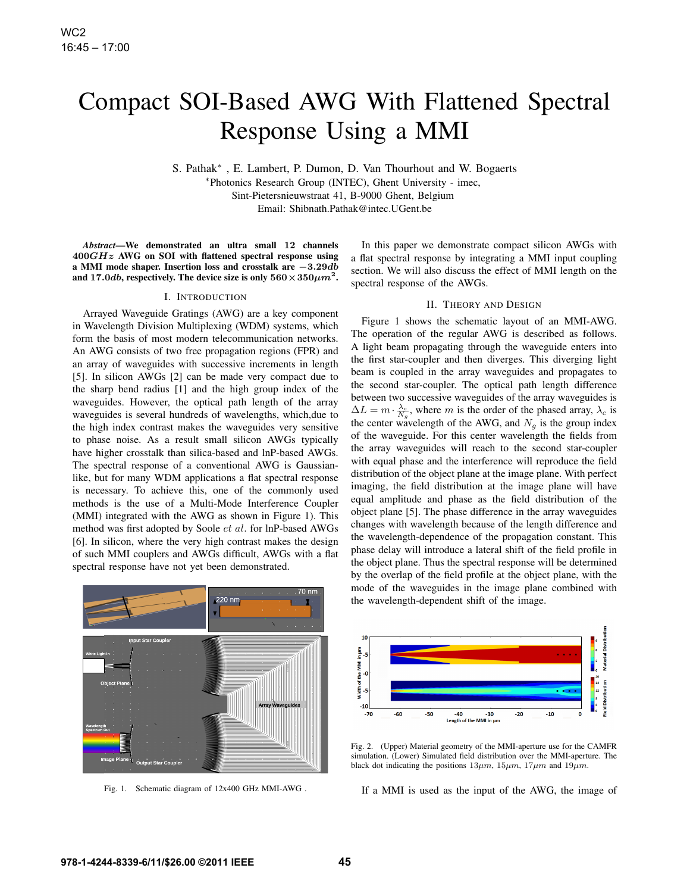# Compact SOI-Based AWG With Flattened Spectral Response Using a MMI

S. Pathak* , E. Lambert, P. Dumon, D. Van Thourhout and W. Bogaerts

*Photonics Research Group (INTEC), Ghent University - imec,
Sint-Pietersnieuwstraat 41, B-9000 Ghent, Belgium
Email: Shibnath.Pathak@intec.UGent.be

***Abstract*—We demonstrated an ultra small 12 channels $400GHz$ AWG on SOI with flattened spectral response using a MMI mode shaper. Insertion loss and crosstalk are $-3.29db$ and $17.0db$, respectively. The device size is only $560 \times 350 \mu m^2$.**

## I. Introduction

Arrayed Waveguide Gratings (AWG) are a key component in Wavelength Division Multiplexing (WDM) systems, which form the basis of most modern telecommunication networks. An AWG consists of two free propagation regions (FPR) and an array of waveguides with successive increments in length [5]. In silicon AWGs [2] can be made very compact due to the sharp bend radius [1] and the high group index of the waveguides. However, the optical path length of the array waveguides is several hundreds of wavelengths, which,due to the high index contrast makes the waveguides very sensitive to phase noise. As a result small silicon AWGs typically have higher crosstalk than silica-based and lnP-based AWGs. The spectral response of a conventional AWG is Gaussian-like, but for many WDM applications a flat spectral response is necessary. To achieve this, one of the commonly used methods is the use of a Multi-Mode Interference Coupler (MMI) integrated with the AWG as shown in Figure 1). This method was first adopted by Soole *et al.* for lnP-based AWGs [6]. In silicon, where the very high contrast makes the design of such MMI couplers and AWGs difficult, AWGs with a flat spectral response have not yet been demonstrated.

Fig. 1. Schematic diagram of 12x400 GHz MMI-AWG .

In this paper we demonstrate compact silicon AWGs with a flat spectral response by integrating a MMI input coupling section. We will also discuss the effect of MMI length on the spectral response of the AWGs.

## II. Theory and Design

Figure 1 shows the schematic layout of an MMI-AWG. The operation of the regular AWG is described as follows. A light beam propagating through the waveguide enters into the first star-coupler and then diverges. This diverging light beam is coupled in the array waveguides and propagates to the second star-coupler. The optical path length difference between two successive waveguides of the array waveguides is $\Delta L = m \cdot \frac{\lambda_c}{N_g}$, where $m$ is the order of the phased array, $\lambda_c$ is the center wavelength of the AWG, and $N_g$ is the group index of the waveguide. For this center wavelength the fields from the array waveguides will reach to the second star-coupler with equal phase and the interference will reproduce the field distribution of the object plane at the image plane. With perfect imaging, the field distribution at the image plane will have equal amplitude and phase as the field distribution of the object plane [5]. The phase difference in the array waveguides changes with wavelength because of the length difference and the wavelength-dependence of the propagation constant. This phase delay will introduce a lateral shift of the field profile in the object plane. Thus the spectral response will be determined by the overlap of the field profile at the object plane, with the mode of the waveguides in the image plane combined with the wavelength-dependent shift of the image.

Fig. 2. (Upper) Material geometry of the MMI-aperture use for the CAMFR simulation. (Lower) Simulated field distribution over the MMI-aperture. The black dot indicating the positions $13\mu m$, $15\mu m$, $17\mu m$ and $19\mu m$.

If a MMI is used as the input of the AWG, the image of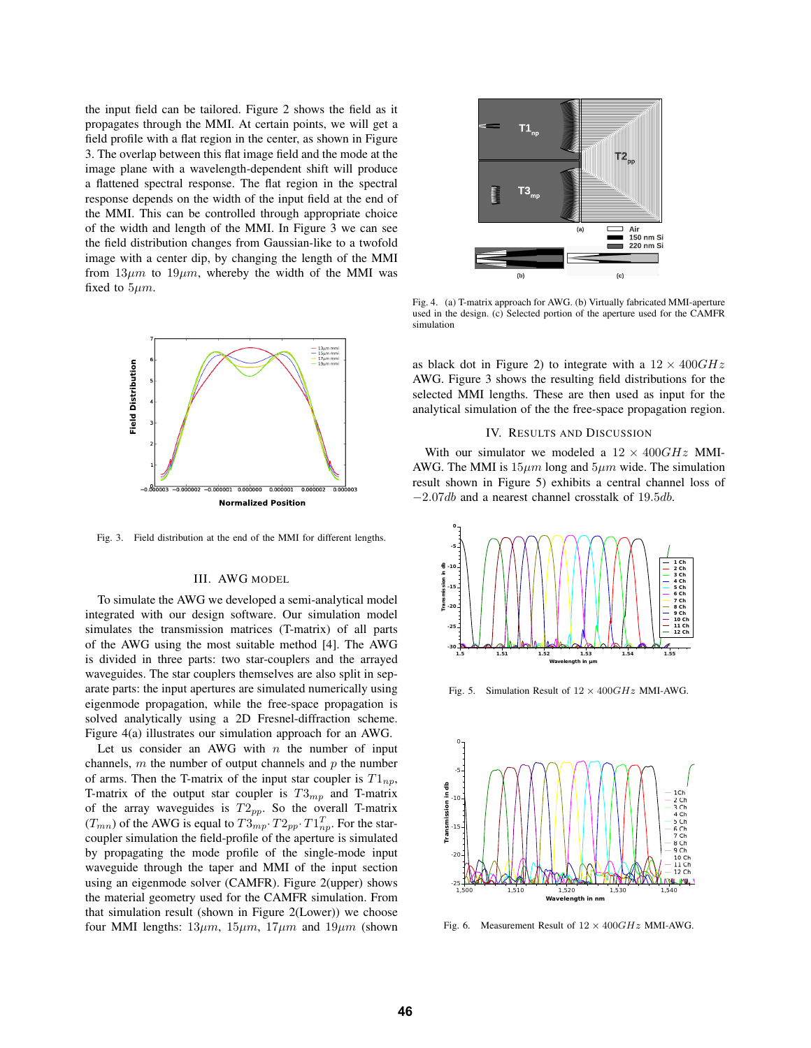the input field can be tailored. Figure 2 shows the field as it propagates through the MMI. At certain points, we will get a field profile with a flat region in the center, as shown in Figure 3. The overlap between this flat image field and the mode at the image plane with a wavelength-dependent shift will produce a flattened spectral response. The flat region in the spectral response depends on the width of the input field at the end of the MMI. This can be controlled through appropriate choice of the width and length of the MMI. In Figure 3 we can see the field distribution changes from Gaussian-like to a twofold image with a center dip, by changing the length of the MMI from $13\mu m$ to $19\mu m$, whereby the width of the MMI was fixed to $5\mu m$.

Fig. 3. Field distribution at the end of the MMI for different lengths.

## III. AWG MODEL

To simulate the AWG we developed a semi-analytical model integrated with our design software. Our simulation model simulates the transmission matrices (T-matrix) of all parts of the AWG using the most suitable method [4]. The AWG is divided in three parts: two star-couplers and the arrayed waveguides. The star couplers themselves are also split in separate parts: the input apertures are simulated numerically using eigenmode propagation, while the free-space propagation is solved analytically using a 2D Fresnel-diffraction scheme. Figure 4(a) illustrates our simulation approach for an AWG.

Let us consider an AWG with $n$ the number of input channels, $m$ the number of output channels and $p$ the number of arms. Then the T-matrix of the input star coupler is $T1_{np}$, T-matrix of the output star coupler is $T3_{mp}$ and T-matrix of the array waveguides is $T2_{pp}$. So the overall T-matrix ($T_{mn}$) of the AWG is equal to $T3_{mp} \cdot T2_{pp} \cdot T1_{np}^{T}$. For the star-coupler simulation the field-profile of the aperture is simulated by propagating the mode profile of the single-mode input waveguide through the taper and MMI of the input section using an eigenmode solver (CAMFR). Figure 2(upper) shows the material geometry used for the CAMFR simulation. From that simulation result (shown in Figure 2(Lower)) we choose four MMI lengths: $13\mu m$, $15\mu m$, $17\mu m$ and $19\mu m$ (shown as black dot in Figure 2) to integrate with a $12 \times 400GHz$ AWG. Figure 3 shows the resulting field distributions for the selected MMI lengths. These are then used as input for the analytical simulation of the the free-space propagation region.

Fig. 4. (a) T-matrix approach for AWG. (b) Virtually fabricated MMI-aperture used in the design. (c) Selected portion of the aperture used for the CAMFR simulation

## IV. RESULTS AND DISCUSSION

With our simulator we modeled a $12 \times 400GHz$ MMI-AWG. The MMI is $15\mu m$ long and $5\mu m$ wide. The simulation result shown in Figure 5) exhibits a central channel loss of $-2.07db$ and a nearest channel crosstalk of $19.5db$.

Fig. 5. Simulation Result of $12 \times 400GHz$ MMI-AWG.

Fig. 6. Measurement Result of $12 \times 400GHz$ MMI-AWG.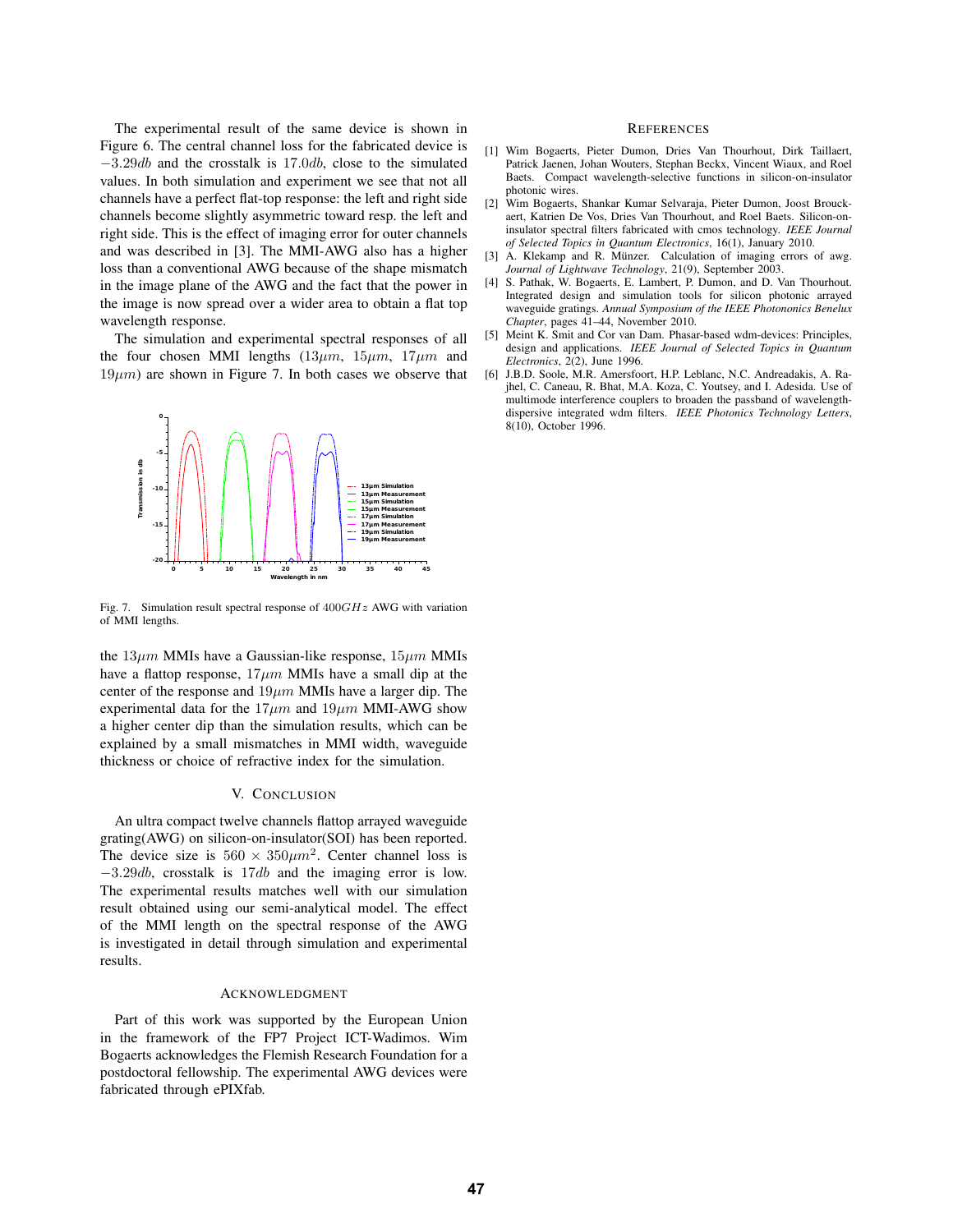The experimental result of the same device is shown in Figure 6. The central channel loss for the fabricated device is $-3.29db$ and the crosstalk is $17.0db$, close to the simulated values. In both simulation and experiment we see that not all channels have a perfect flat-top response: the left and right side channels become slightly asymmetric toward resp. the left and right side. This is the effect of imaging error for outer channels and was described in [3]. The MMI-AWG also has a higher loss than a conventional AWG because of the shape mismatch in the image plane of the AWG and the fact that the power in the image is now spread over a wider area to obtain a flat top wavelength response.

The simulation and experimental spectral responses of all the four chosen MMI lengths ($13\mu m$, $15\mu m$, $17\mu m$ and $19\mu m$) are shown in Figure 7. In both cases we observe that the $13\mu m$ MMIs have a Gaussian-like response, $15\mu m$ MMIs have a flattop response, $17\mu m$ MMIs have a small dip at the center of the response and $19\mu m$ MMIs have a larger dip. The experimental data for the $17\mu m$ and $19\mu m$ MMI-AWG show a higher center dip than the simulation results, which can be explained by a small mismatches in MMI width, waveguide thickness or choice of refractive index for the simulation.

Fig. 7. Simulation result spectral response of $400GHz$ AWG with variation of MMI lengths.

## V. Conclusion

An ultra compact twelve channels flattop arrayed waveguide grating(AWG) on silicon-on-insulator(SOI) has been reported. The device size is $560 \times 350\mu m^2$. Center channel loss is $-3.29db$, crosstalk is $17db$ and the imaging error is low. The experimental results matches well with our simulation result obtained using our semi-analytical model. The effect of the MMI length on the spectral response of the AWG is investigated in detail through simulation and experimental results.

## Acknowledgment

Part of this work was supported by the European Union in the framework of the FP7 Project ICT-Wadimos. Wim Bogaerts acknowledges the Flemish Research Foundation for a postdoctoral fellowship. The experimental AWG devices were fabricated through ePIXfab.

## References

[1] Wim Bogaerts, Pieter Dumon, Dries Van Thourhout, Dirk Taillaert, Patrick Jaenen, Johan Wouters, Stephan Beckx, Vincent Wiaux, and Roel Baets. Compact wavelength-selective functions in silicon-on-insulator photonic wires.

[2] Wim Bogaerts, Shankar Kumar Selvaraja, Pieter Dumon, Joost Brouckaert, Katrien De Vos, Dries Van Thourhout, and Roel Baets. Silicon-on-insulator spectral filters fabricated with cmos technology. *IEEE Journal of Selected Topics in Quantum Electronics*, 16(1), January 2010.

[3] A. Klekamp and R. Münzer. Calculation of imaging errors of awg. *Journal of Lightwave Technology*, 21(9), September 2003.

[4] S. Pathak, W. Bogaerts, E. Lambert, P. Dumon, and D. Van Thourhout. Integrated design and simulation tools for silicon photonic arrayed waveguide gratings. *Annual Symposium of the IEEE Photonics Benelux Chapter*, pages 41–44, November 2010.

[5] Meint K. Smit and Cor van Dam. Phasar-based wdm-devices: Principles, design and applications. *IEEE Journal of Selected Topics in Quantum Electronics*, 2(2), June 1996.

[6] J.B.D. Soole, M.R. Amersfoort, H.P. Leblanc, N.C. Andreadakis, A. Rajhel, C. Caneau, R. Bhat, M.A. Koza, C. Youtsey, and I. Adesida. Use of multimode interference couplers to broaden the passband of wavelength-dispersive integrated wdm filters. *IEEE Photonics Technology Letters*, 8(10), October 1996.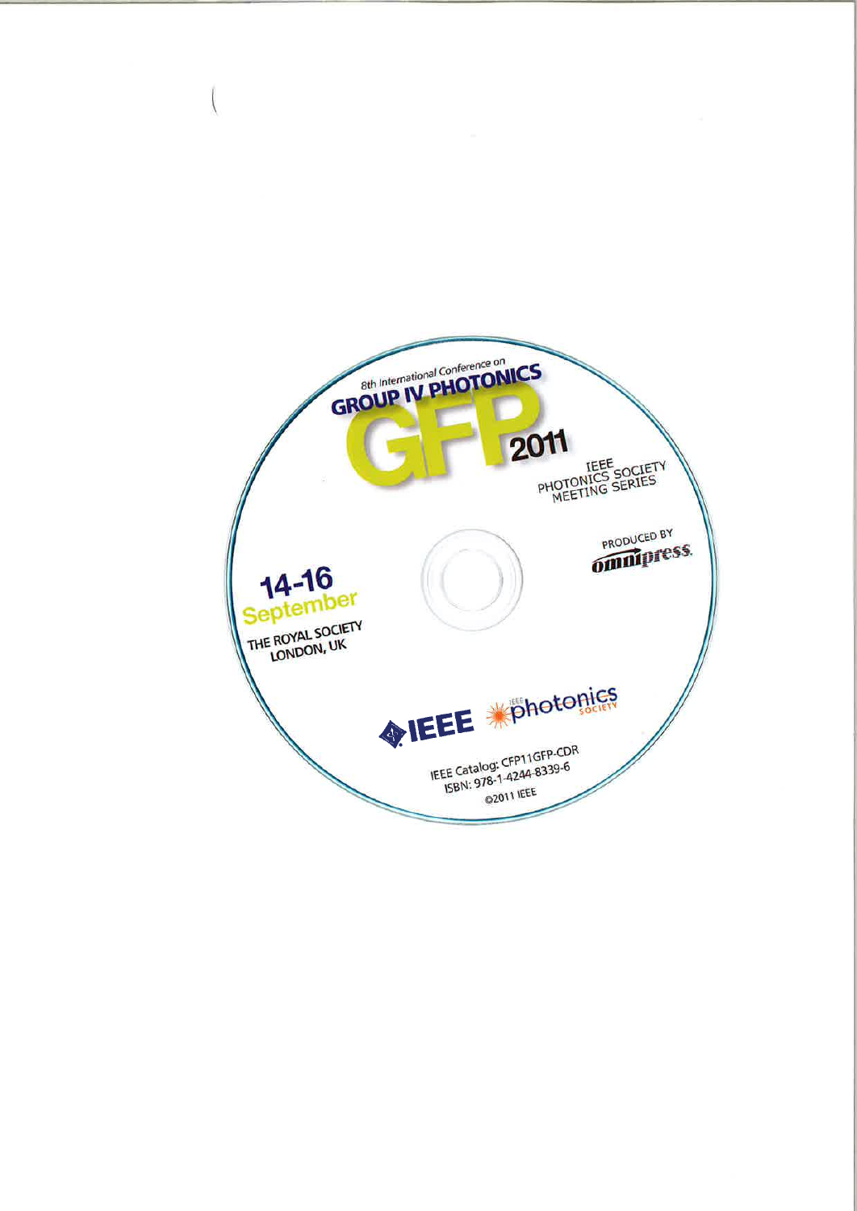8th International Conference on

# GROUP IV PHOTONICS

# GFP 2011

IEEE PHOTONICS SOCIETY MEETING SERIES

PRODUCED BY omnipress

14-16 September

THE ROYAL SOCIETY
LONDON, UK

IEEE photonics SOCIETY

IEEE Catalog: CFP11GFP-CDR
ISBN: 978-1-4244-8339-6
©2011 IEEE